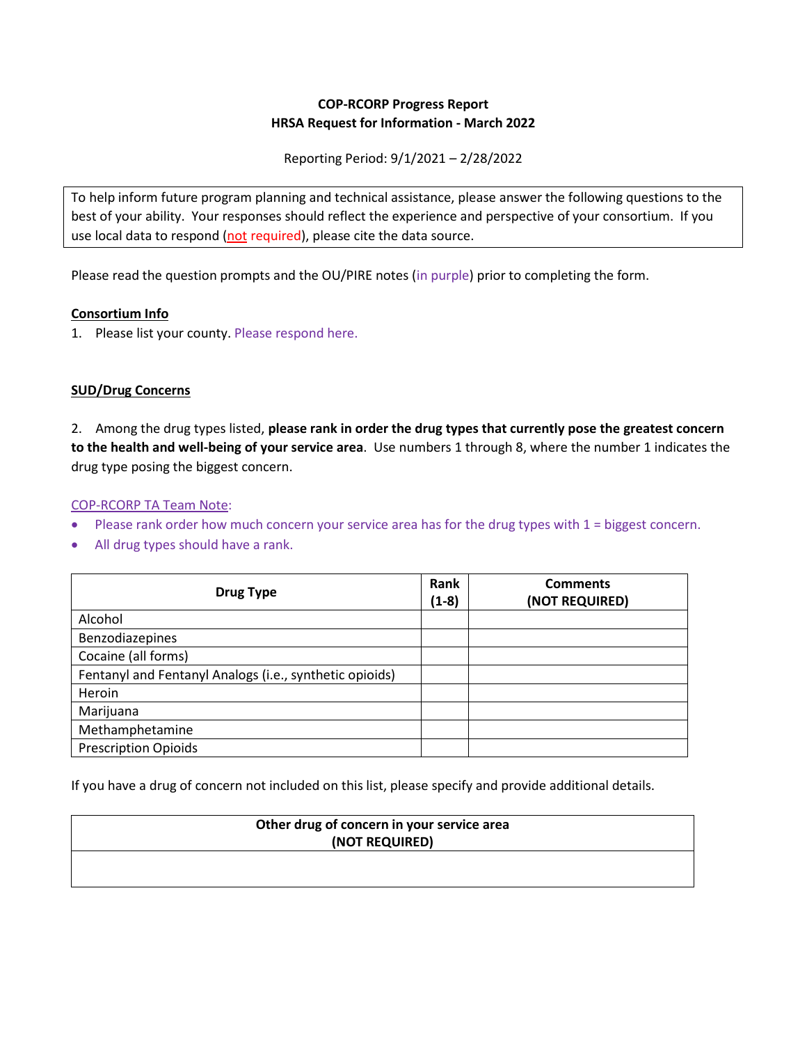**COP-RCORP Progress Report**
**HRSA Request for Information - March 2022**

Reporting Period: 9/1/2021 – 2/28/2022

To help inform future program planning and technical assistance, please answer the following questions to the best of your ability. Your responses should reflect the experience and perspective of your consortium. If you use local data to respond (not required), please cite the data source.

Please read the question prompts and the OU/PIRE notes (in purple) prior to completing the form.

**Consortium Info**

1. Please list your county. Please respond here.

**SUD/Drug Concerns**

2. Among the drug types listed, **please rank in order the drug types that currently pose the greatest concern to the health and well-being of your service area**. Use numbers 1 through 8, where the number 1 indicates the drug type posing the biggest concern.

COP-RCORP TA Team Note:

- Please rank order how much concern your service area has for the drug types with 1 = biggest concern.
- All drug types should have a rank.

| Drug Type | Rank (1-8) | Comments (NOT REQUIRED) |
|---|---|---|
| Alcohol | | |
| Benzodiazepines | | |
| Cocaine (all forms) | | |
| Fentanyl and Fentanyl Analogs (i.e., synthetic opioids) | | |
| Heroin | | |
| Marijuana | | |
| Methamphetamine | | |
| Prescription Opioids | | |

If you have a drug of concern not included on this list, please specify and provide additional details.

| Other drug of concern in your service area (NOT REQUIRED) |
|---|
| |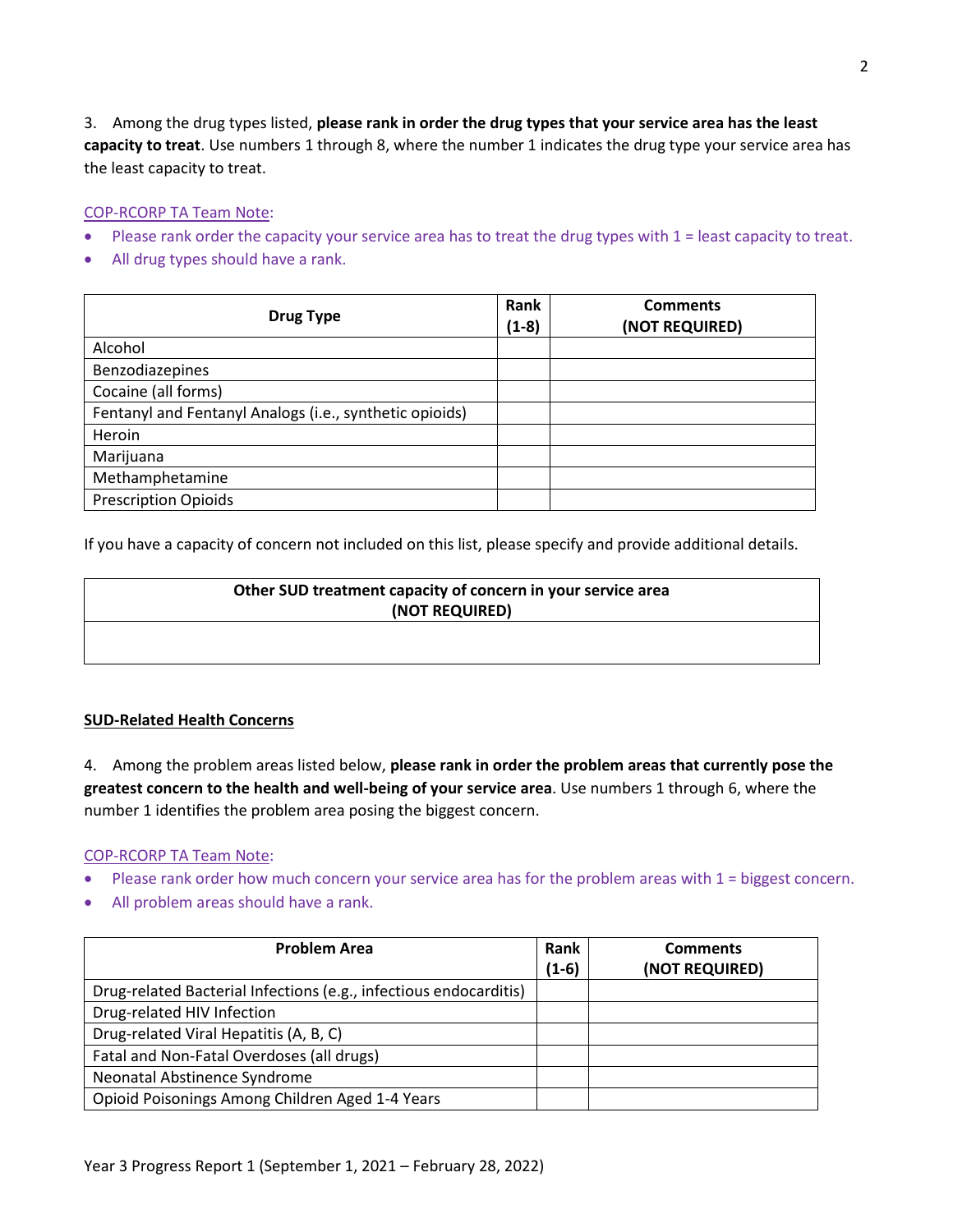3. Among the drug types listed, **please rank in order the drug types that your service area has the least capacity to treat**. Use numbers 1 through 8, where the number 1 indicates the drug type your service area has the least capacity to treat.

COP-RCORP TA Team Note:

- Please rank order the capacity your service area has to treat the drug types with 1 = least capacity to treat.
- All drug types should have a rank.

| Drug Type | Rank (1-8) | Comments (NOT REQUIRED) |
|---|---|---|
| Alcohol | | |
| Benzodiazepines | | |
| Cocaine (all forms) | | |
| Fentanyl and Fentanyl Analogs (i.e., synthetic opioids) | | |
| Heroin | | |
| Marijuana | | |
| Methamphetamine | | |
| Prescription Opioids | | |

If you have a capacity of concern not included on this list, please specify and provide additional details.

| Other SUD treatment capacity of concern in your service area (NOT REQUIRED) |
|---|
| |

**SUD-Related Health Concerns**

4. Among the problem areas listed below, **please rank in order the problem areas that currently pose the greatest concern to the health and well-being of your service area**. Use numbers 1 through 6, where the number 1 identifies the problem area posing the biggest concern.

COP-RCORP TA Team Note:

- Please rank order how much concern your service area has for the problem areas with 1 = biggest concern.
- All problem areas should have a rank.

| Problem Area | Rank (1-6) | Comments (NOT REQUIRED) |
|---|---|---|
| Drug-related Bacterial Infections (e.g., infectious endocarditis) | | |
| Drug-related HIV Infection | | |
| Drug-related Viral Hepatitis (A, B, C) | | |
| Fatal and Non-Fatal Overdoses (all drugs) | | |
| Neonatal Abstinence Syndrome | | |
| Opioid Poisonings Among Children Aged 1-4 Years | | |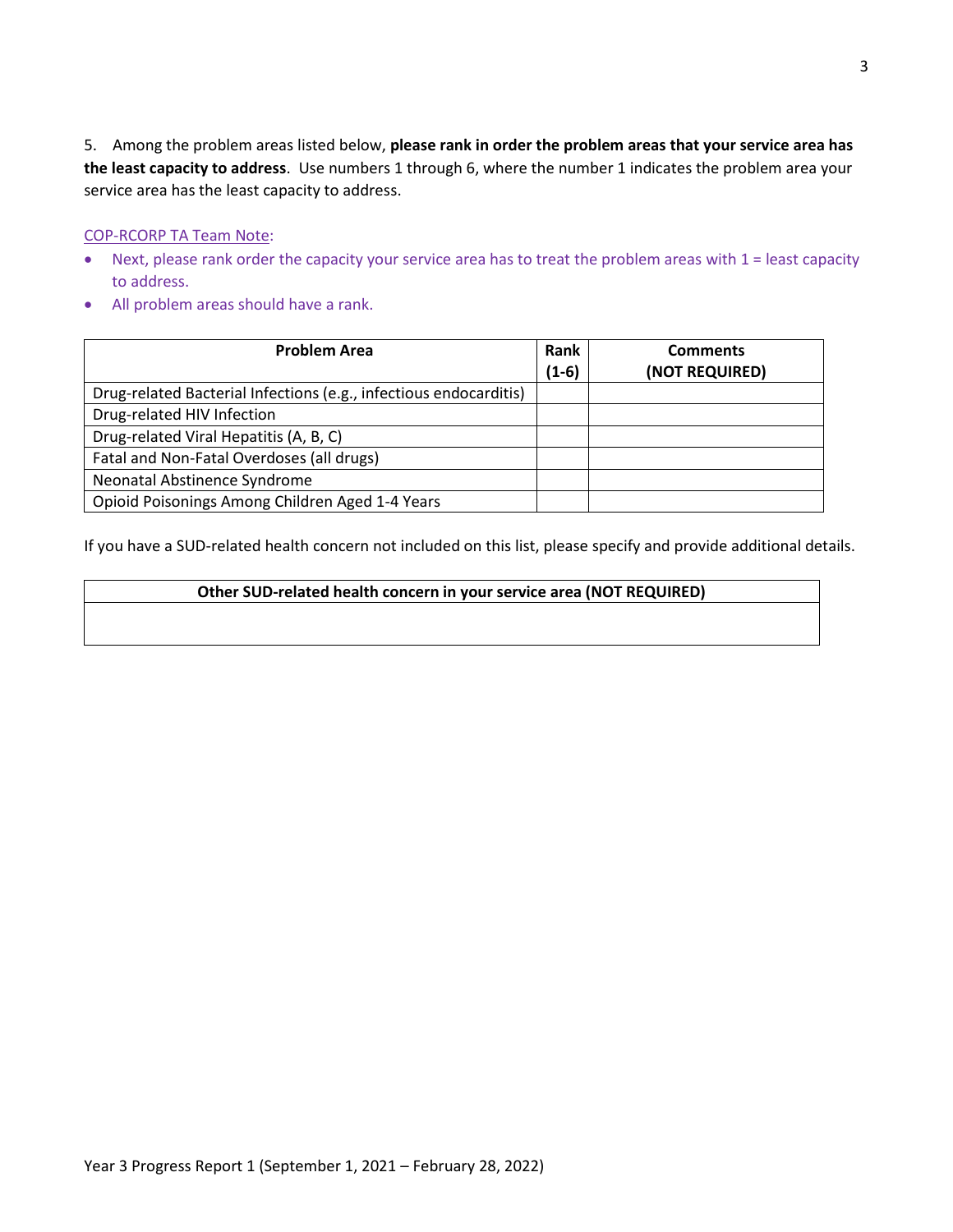5. Among the problem areas listed below, **please rank in order the problem areas that your service area has the least capacity to address**. Use numbers 1 through 6, where the number 1 indicates the problem area your service area has the least capacity to address.

COP-RCORP TA Team Note:

- Next, please rank order the capacity your service area has to treat the problem areas with 1 = least capacity to address.
- All problem areas should have a rank.

| Problem Area | Rank (1-6) | Comments (NOT REQUIRED) |
|---|---|---|
| Drug-related Bacterial Infections (e.g., infectious endocarditis) | | |
| Drug-related HIV Infection | | |
| Drug-related Viral Hepatitis (A, B, C) | | |
| Fatal and Non-Fatal Overdoses (all drugs) | | |
| Neonatal Abstinence Syndrome | | |
| Opioid Poisonings Among Children Aged 1-4 Years | | |

If you have a SUD-related health concern not included on this list, please specify and provide additional details.

| Other SUD-related health concern in your service area (NOT REQUIRED) |
|---|
| |

Year 3 Progress Report 1 (September 1, 2021 – February 28, 2022)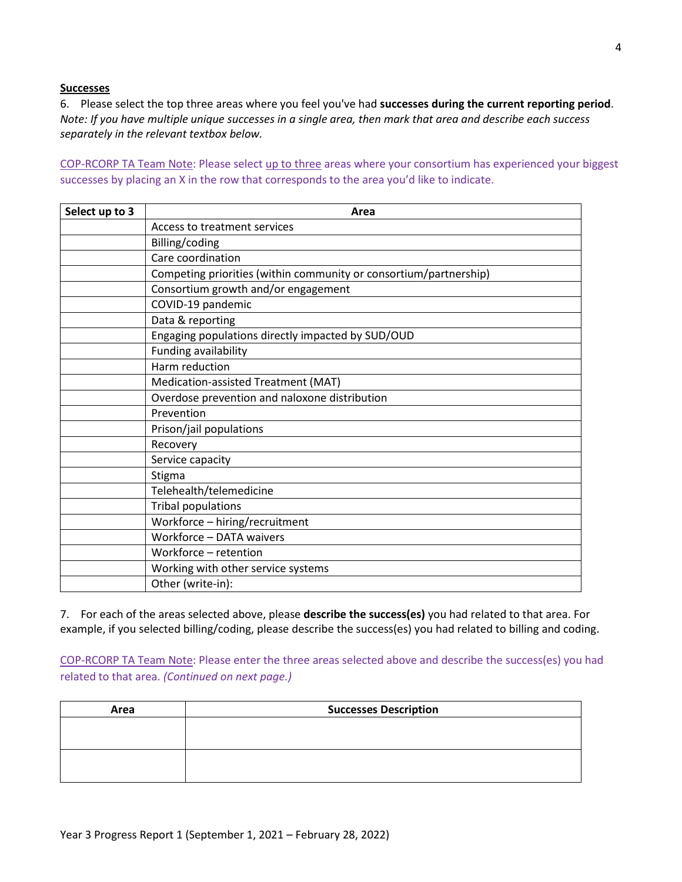**Successes**

6. Please select the top three areas where you feel you've had **successes during the current reporting period**. *Note: If you have multiple unique successes in a single area, then mark that area and describe each success separately in the relevant textbox below.*

COP-RCORP TA Team Note: Please select up to three areas where your consortium has experienced your biggest successes by placing an X in the row that corresponds to the area you'd like to indicate.

| Select up to 3 | Area |
|---|---|
| | Access to treatment services |
| | Billing/coding |
| | Care coordination |
| | Competing priorities (within community or consortium/partnership) |
| | Consortium growth and/or engagement |
| | COVID-19 pandemic |
| | Data & reporting |
| | Engaging populations directly impacted by SUD/OUD |
| | Funding availability |
| | Harm reduction |
| | Medication-assisted Treatment (MAT) |
| | Overdose prevention and naloxone distribution |
| | Prevention |
| | Prison/jail populations |
| | Recovery |
| | Service capacity |
| | Stigma |
| | Telehealth/telemedicine |
| | Tribal populations |
| | Workforce – hiring/recruitment |
| | Workforce – DATA waivers |
| | Workforce – retention |
| | Working with other service systems |
| | Other (write-in): |

7. For each of the areas selected above, please **describe the success(es)** you had related to that area. For example, if you selected billing/coding, please describe the success(es) you had related to billing and coding.

COP-RCORP TA Team Note: Please enter the three areas selected above and describe the success(es) you had related to that area. *(Continued on next page.)*

| Area | Successes Description |
|---|---|
| | |
| | |

Year 3 Progress Report 1 (September 1, 2021 – February 28, 2022)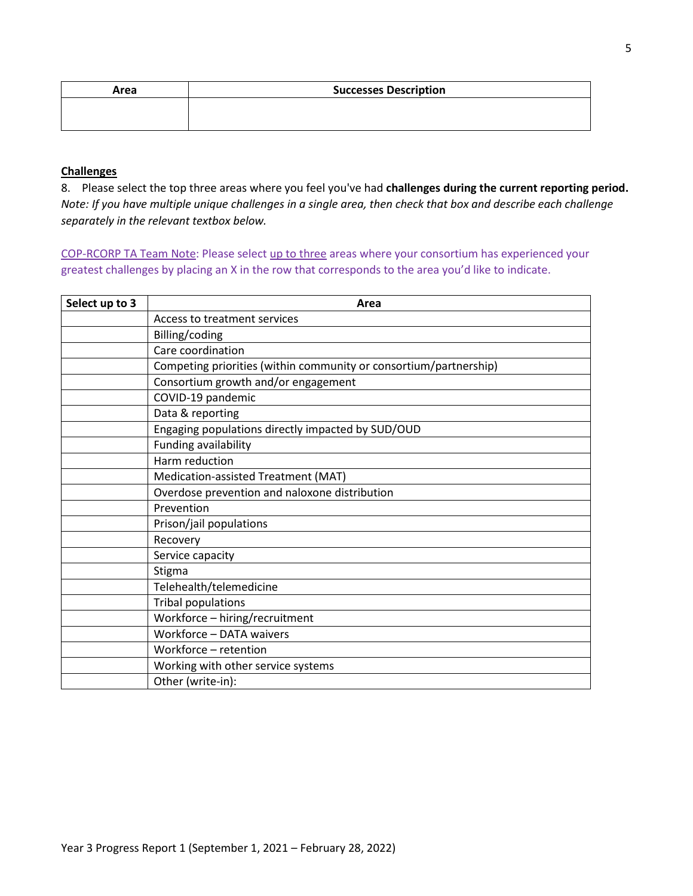| Area | Successes Description |
|---|---|
| | |

**Challenges**

8. Please select the top three areas where you feel you've had **challenges during the current reporting period.** *Note: If you have multiple unique challenges in a single area, then check that box and describe each challenge separately in the relevant textbox below.*

COP-RCORP TA Team Note: Please select up to three areas where your consortium has experienced your greatest challenges by placing an X in the row that corresponds to the area you'd like to indicate.

| Select up to 3 | Area |
|---|---|
| | Access to treatment services |
| | Billing/coding |
| | Care coordination |
| | Competing priorities (within community or consortium/partnership) |
| | Consortium growth and/or engagement |
| | COVID-19 pandemic |
| | Data & reporting |
| | Engaging populations directly impacted by SUD/OUD |
| | Funding availability |
| | Harm reduction |
| | Medication-assisted Treatment (MAT) |
| | Overdose prevention and naloxone distribution |
| | Prevention |
| | Prison/jail populations |
| | Recovery |
| | Service capacity |
| | Stigma |
| | Telehealth/telemedicine |
| | Tribal populations |
| | Workforce – hiring/recruitment |
| | Workforce – DATA waivers |
| | Workforce – retention |
| | Working with other service systems |
| | Other (write-in): |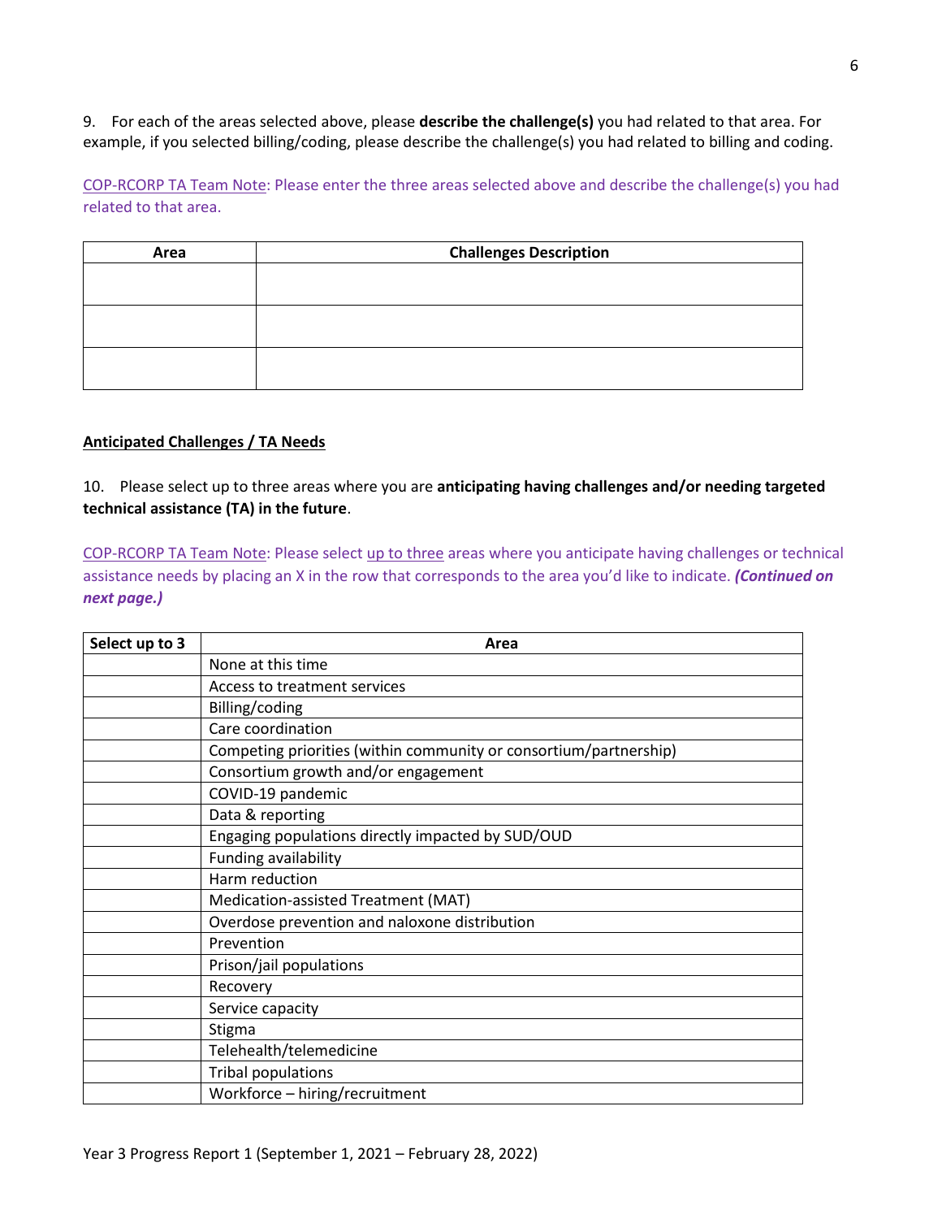9. For each of the areas selected above, please **describe the challenge(s)** you had related to that area. For example, if you selected billing/coding, please describe the challenge(s) you had related to billing and coding.

COP-RCORP TA Team Note: Please enter the three areas selected above and describe the challenge(s) you had related to that area.

| Area | Challenges Description |
|---|---|
| | |
| | |
| | |

**Anticipated Challenges / TA Needs**

10. Please select up to three areas where you are **anticipating having challenges and/or needing targeted technical assistance (TA) in the future**.

COP-RCORP TA Team Note: Please select up to three areas where you anticipate having challenges or technical assistance needs by placing an X in the row that corresponds to the area you'd like to indicate. ***(Continued on next page.)***

| Select up to 3 | Area |
|---|---|
| | None at this time |
| | Access to treatment services |
| | Billing/coding |
| | Care coordination |
| | Competing priorities (within community or consortium/partnership) |
| | Consortium growth and/or engagement |
| | COVID-19 pandemic |
| | Data & reporting |
| | Engaging populations directly impacted by SUD/OUD |
| | Funding availability |
| | Harm reduction |
| | Medication-assisted Treatment (MAT) |
| | Overdose prevention and naloxone distribution |
| | Prevention |
| | Prison/jail populations |
| | Recovery |
| | Service capacity |
| | Stigma |
| | Telehealth/telemedicine |
| | Tribal populations |
| | Workforce – hiring/recruitment |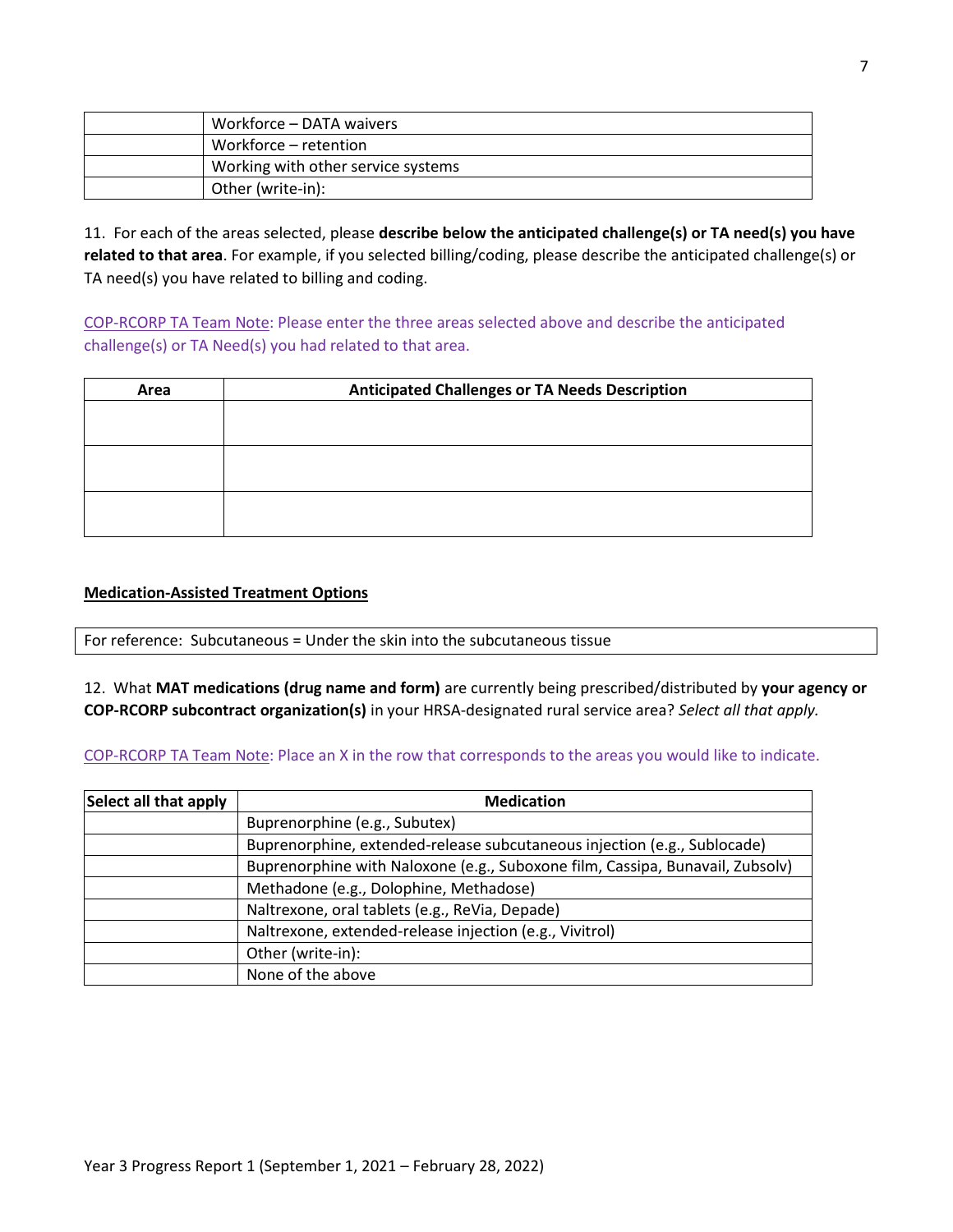| | |
|---|---|
| | Workforce – DATA waivers |
| | Workforce – retention |
| | Working with other service systems |
| | Other (write-in): |

11. For each of the areas selected, please **describe below the anticipated challenge(s) or TA need(s) you have related to that area**. For example, if you selected billing/coding, please describe the anticipated challenge(s) or TA need(s) you have related to billing and coding.

COP-RCORP TA Team Note: Please enter the three areas selected above and describe the anticipated challenge(s) or TA Need(s) you had related to that area.

| Area | Anticipated Challenges or TA Needs Description |
|---|---|
| | |
| | |
| | |

**Medication-Assisted Treatment Options**

For reference: Subcutaneous = Under the skin into the subcutaneous tissue

12. What **MAT medications (drug name and form)** are currently being prescribed/distributed by **your agency or COP-RCORP subcontract organization(s)** in your HRSA-designated rural service area? *Select all that apply.*

COP-RCORP TA Team Note: Place an X in the row that corresponds to the areas you would like to indicate.

| Select all that apply | Medication |
|---|---|
| | Buprenorphine (e.g., Subutex) |
| | Buprenorphine, extended-release subcutaneous injection (e.g., Sublocade) |
| | Buprenorphine with Naloxone (e.g., Suboxone film, Cassipa, Bunavail, Zubsolv) |
| | Methadone (e.g., Dolophine, Methadose) |
| | Naltrexone, oral tablets (e.g., ReVia, Depade) |
| | Naltrexone, extended-release injection (e.g., Vivitrol) |
| | Other (write-in): |
| | None of the above |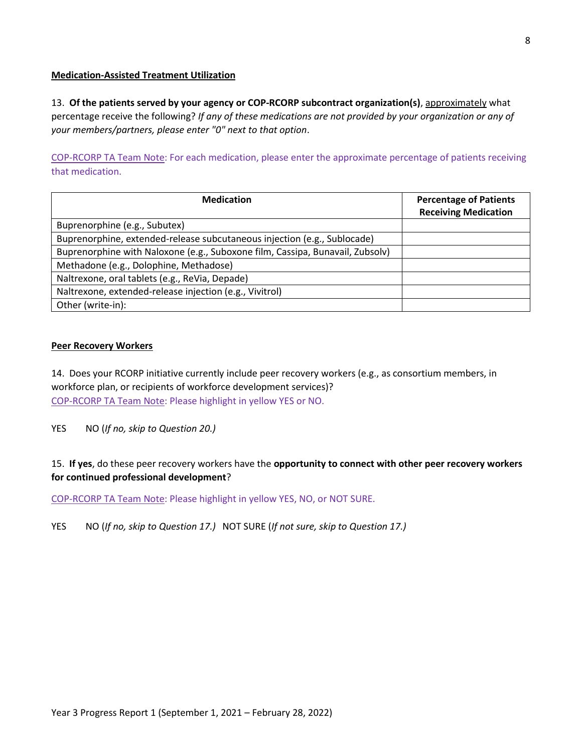**Medication-Assisted Treatment Utilization**

13. **Of the patients served by your agency or COP-RCORP subcontract organization(s)**, approximately what percentage receive the following? *If any of these medications are not provided by your organization or any of your members/partners, please enter "0" next to that option*.

COP-RCORP TA Team Note: For each medication, please enter the approximate percentage of patients receiving that medication.

| Medication | Percentage of Patients Receiving Medication |
|---|---|
| Buprenorphine (e.g., Subutex) | |
| Buprenorphine, extended-release subcutaneous injection (e.g., Sublocade) | |
| Buprenorphine with Naloxone (e.g., Suboxone film, Cassipa, Bunavail, Zubsolv) | |
| Methadone (e.g., Dolophine, Methadose) | |
| Naltrexone, oral tablets (e.g., ReVia, Depade) | |
| Naltrexone, extended-release injection (e.g., Vivitrol) | |
| Other (write-in): | |

**Peer Recovery Workers**

14. Does your RCORP initiative currently include peer recovery workers (e.g., as consortium members, in workforce plan, or recipients of workforce development services)?
COP-RCORP TA Team Note: Please highlight in yellow YES or NO.

YES NO (*If no, skip to Question 20.)*

15. **If yes**, do these peer recovery workers have the **opportunity to connect with other peer recovery workers for continued professional development**?

COP-RCORP TA Team Note: Please highlight in yellow YES, NO, or NOT SURE.

YES NO (*If no, skip to Question 17.)* NOT SURE (*If not sure, skip to Question 17.)*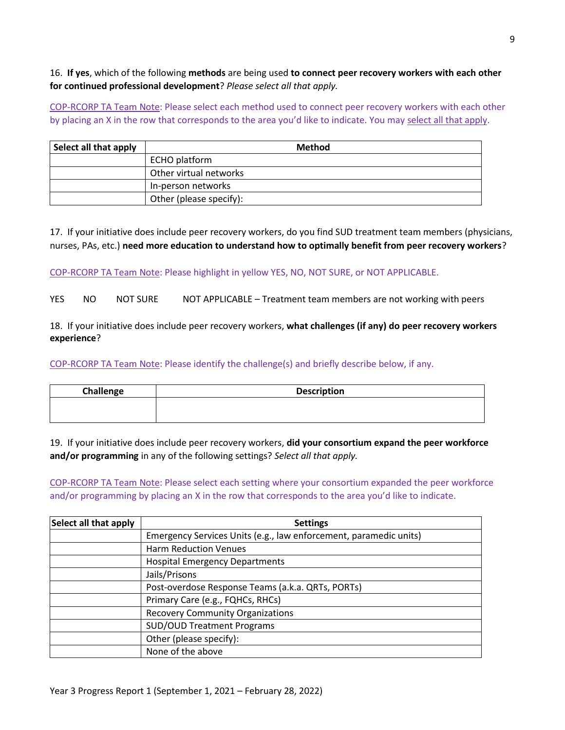16. **If yes**, which of the following **methods** are being used **to connect peer recovery workers with each other for continued professional development**? *Please select all that apply.*

COP-RCORP TA Team Note: Please select each method used to connect peer recovery workers with each other by placing an X in the row that corresponds to the area you'd like to indicate. You may select all that apply.

| Select all that apply | Method |
|---|---|
| | ECHO platform |
| | Other virtual networks |
| | In-person networks |
| | Other (please specify): |

17. If your initiative does include peer recovery workers, do you find SUD treatment team members (physicians, nurses, PAs, etc.) **need more education to understand how to optimally benefit from peer recovery workers**?

COP-RCORP TA Team Note: Please highlight in yellow YES, NO, NOT SURE, or NOT APPLICABLE.

YES NO NOT SURE NOT APPLICABLE – Treatment team members are not working with peers

18. If your initiative does include peer recovery workers, **what challenges (if any) do peer recovery workers experience**?

COP-RCORP TA Team Note: Please identify the challenge(s) and briefly describe below, if any.

| Challenge | Description |
|---|---|
| | |

19. If your initiative does include peer recovery workers, **did your consortium expand the peer workforce and/or programming** in any of the following settings? *Select all that apply.*

COP-RCORP TA Team Note: Please select each setting where your consortium expanded the peer workforce and/or programming by placing an X in the row that corresponds to the area you'd like to indicate.

| Select all that apply | Settings |
|---|---|
| | Emergency Services Units (e.g., law enforcement, paramedic units) |
| | Harm Reduction Venues |
| | Hospital Emergency Departments |
| | Jails/Prisons |
| | Post-overdose Response Teams (a.k.a. QRTs, PORTs) |
| | Primary Care (e.g., FQHCs, RHCs) |
| | Recovery Community Organizations |
| | SUD/OUD Treatment Programs |
| | Other (please specify): |
| | None of the above |

Year 3 Progress Report 1 (September 1, 2021 – February 28, 2022)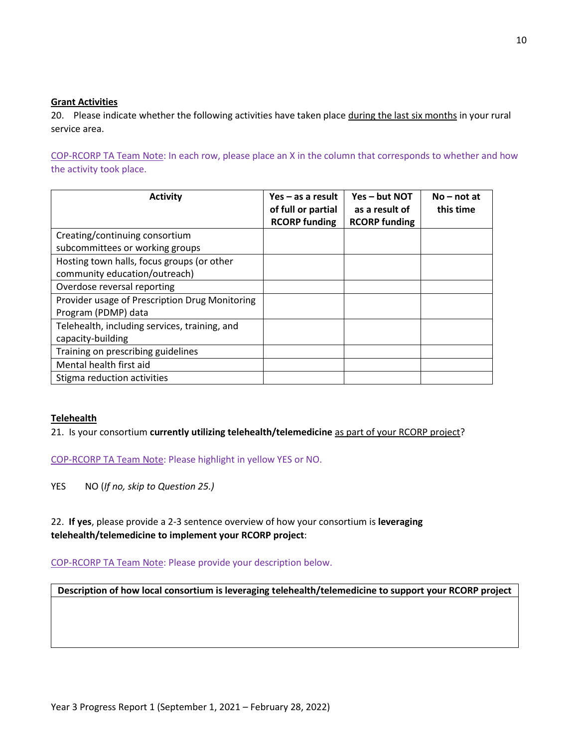**Grant Activities**

20. Please indicate whether the following activities have taken place during the last six months in your rural service area.

COP-RCORP TA Team Note: In each row, please place an X in the column that corresponds to whether and how the activity took place.

| Activity | Yes – as a result of full or partial RCORP funding | Yes – but NOT as a result of RCORP funding | No – not at this time |
|---|---|---|---|
| Creating/continuing consortium subcommittees or working groups | | | |
| Hosting town halls, focus groups (or other community education/outreach) | | | |
| Overdose reversal reporting | | | |
| Provider usage of Prescription Drug Monitoring Program (PDMP) data | | | |
| Telehealth, including services, training, and capacity-building | | | |
| Training on prescribing guidelines | | | |
| Mental health first aid | | | |
| Stigma reduction activities | | | |

**Telehealth**

21. Is your consortium **currently utilizing telehealth/telemedicine** as part of your RCORP project?

COP-RCORP TA Team Note: Please highlight in yellow YES or NO.

YES NO (*If no, skip to Question 25.)*

22. **If yes**, please provide a 2-3 sentence overview of how your consortium is **leveraging telehealth/telemedicine to implement your RCORP project**:

COP-RCORP TA Team Note: Please provide your description below.

| Description of how local consortium is leveraging telehealth/telemedicine to support your RCORP project |
|---|
| |

Year 3 Progress Report 1 (September 1, 2021 – February 28, 2022)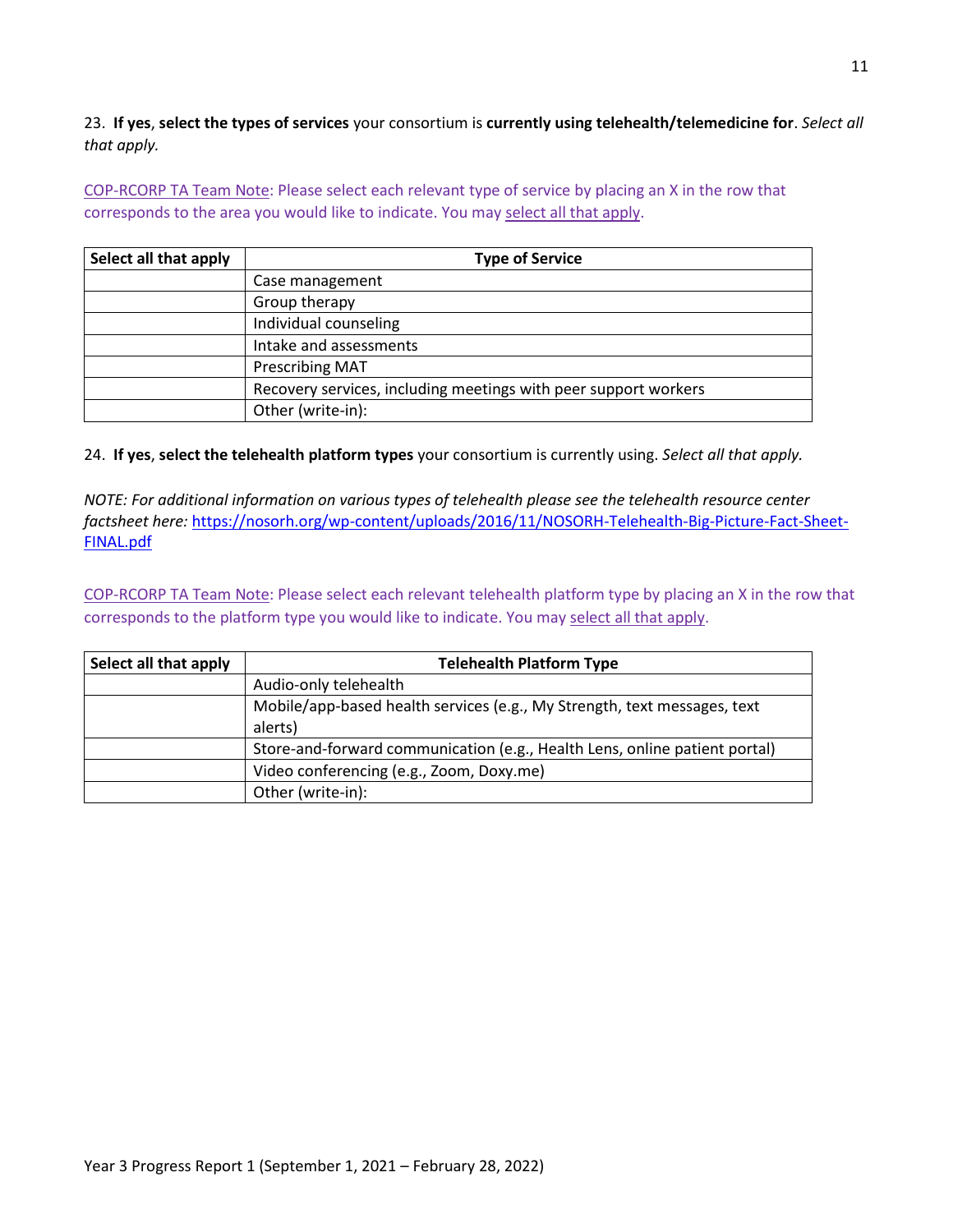23. **If yes**, **select the types of services** your consortium is **currently using telehealth/telemedicine for**. *Select all that apply.*

COP-RCORP TA Team Note: Please select each relevant type of service by placing an X in the row that corresponds to the area you would like to indicate. You may select all that apply.

| Select all that apply | Type of Service |
|---|---|
| | Case management |
| | Group therapy |
| | Individual counseling |
| | Intake and assessments |
| | Prescribing MAT |
| | Recovery services, including meetings with peer support workers |
| | Other (write-in): |

24. **If yes**, **select the telehealth platform types** your consortium is currently using. *Select all that apply.*

*NOTE: For additional information on various types of telehealth please see the telehealth resource center factsheet here:* https://nosorh.org/wp-content/uploads/2016/11/NOSORH-Telehealth-Big-Picture-Fact-Sheet-FINAL.pdf

COP-RCORP TA Team Note: Please select each relevant telehealth platform type by placing an X in the row that corresponds to the platform type you would like to indicate. You may select all that apply.

| Select all that apply | Telehealth Platform Type |
|---|---|
| | Audio-only telehealth |
| | Mobile/app-based health services (e.g., My Strength, text messages, text alerts) |
| | Store-and-forward communication (e.g., Health Lens, online patient portal) |
| | Video conferencing (e.g., Zoom, Doxy.me) |
| | Other (write-in): |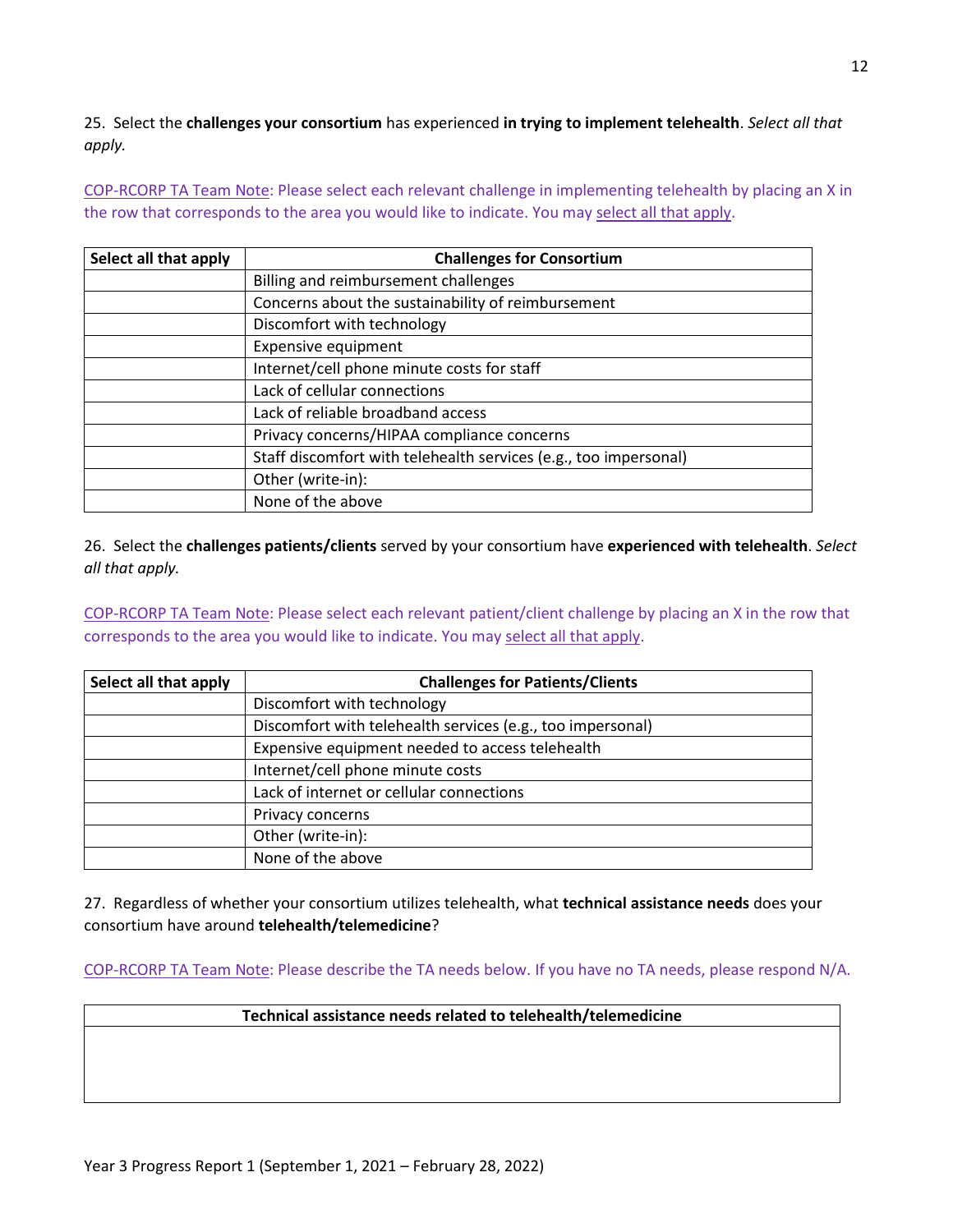25. Select the **challenges your consortium** has experienced **in trying to implement telehealth**. *Select all that apply.*

COP-RCORP TA Team Note: Please select each relevant challenge in implementing telehealth by placing an X in the row that corresponds to the area you would like to indicate. You may select all that apply.

| Select all that apply | Challenges for Consortium |
|---|---|
| | Billing and reimbursement challenges |
| | Concerns about the sustainability of reimbursement |
| | Discomfort with technology |
| | Expensive equipment |
| | Internet/cell phone minute costs for staff |
| | Lack of cellular connections |
| | Lack of reliable broadband access |
| | Privacy concerns/HIPAA compliance concerns |
| | Staff discomfort with telehealth services (e.g., too impersonal) |
| | Other (write-in): |
| | None of the above |

26. Select the **challenges patients/clients** served by your consortium have **experienced with telehealth**. *Select all that apply.*

COP-RCORP TA Team Note: Please select each relevant patient/client challenge by placing an X in the row that corresponds to the area you would like to indicate. You may select all that apply.

| Select all that apply | Challenges for Patients/Clients |
|---|---|
| | Discomfort with technology |
| | Discomfort with telehealth services (e.g., too impersonal) |
| | Expensive equipment needed to access telehealth |
| | Internet/cell phone minute costs |
| | Lack of internet or cellular connections |
| | Privacy concerns |
| | Other (write-in): |
| | None of the above |

27. Regardless of whether your consortium utilizes telehealth, what **technical assistance needs** does your consortium have around **telehealth/telemedicine**?

COP-RCORP TA Team Note: Please describe the TA needs below. If you have no TA needs, please respond N/A.

| Technical assistance needs related to telehealth/telemedicine |
|---|
| |

Year 3 Progress Report 1 (September 1, 2021 – February 28, 2022)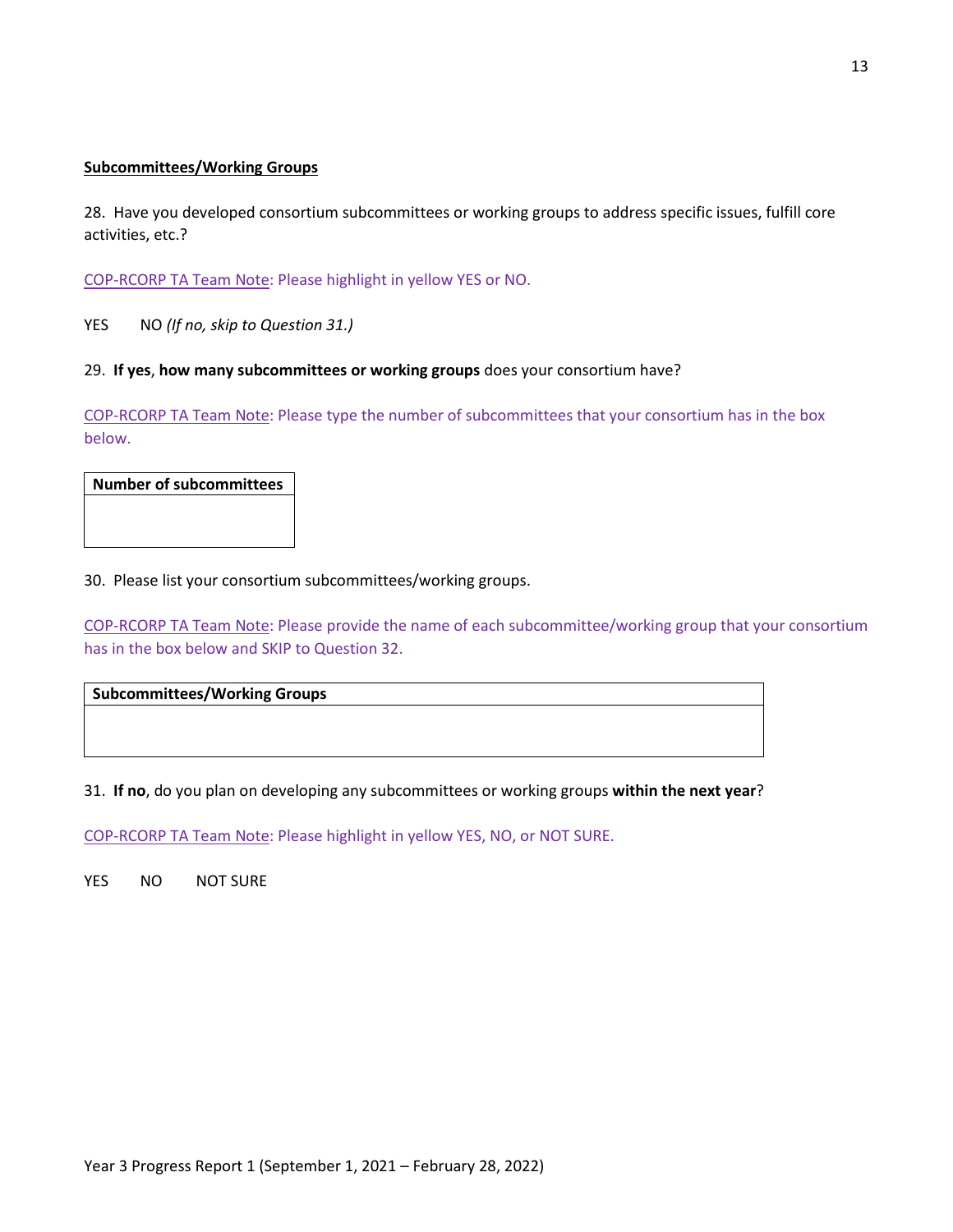**Subcommittees/Working Groups**

28. Have you developed consortium subcommittees or working groups to address specific issues, fulfill core activities, etc.?

COP-RCORP TA Team Note: Please highlight in yellow YES or NO.

YES NO *(If no, skip to Question 31.)*

29. **If yes**, **how many subcommittees or working groups** does your consortium have?

COP-RCORP TA Team Note: Please type the number of subcommittees that your consortium has in the box below.

| Number of subcommittees |
| --- |
| |

30. Please list your consortium subcommittees/working groups.

COP-RCORP TA Team Note: Please provide the name of each subcommittee/working group that your consortium has in the box below and SKIP to Question 32.

| Subcommittees/Working Groups |
| --- |
| |

31. **If no**, do you plan on developing any subcommittees or working groups **within the next year**?

COP-RCORP TA Team Note: Please highlight in yellow YES, NO, or NOT SURE.

YES NO NOT SURE

Year 3 Progress Report 1 (September 1, 2021 – February 28, 2022)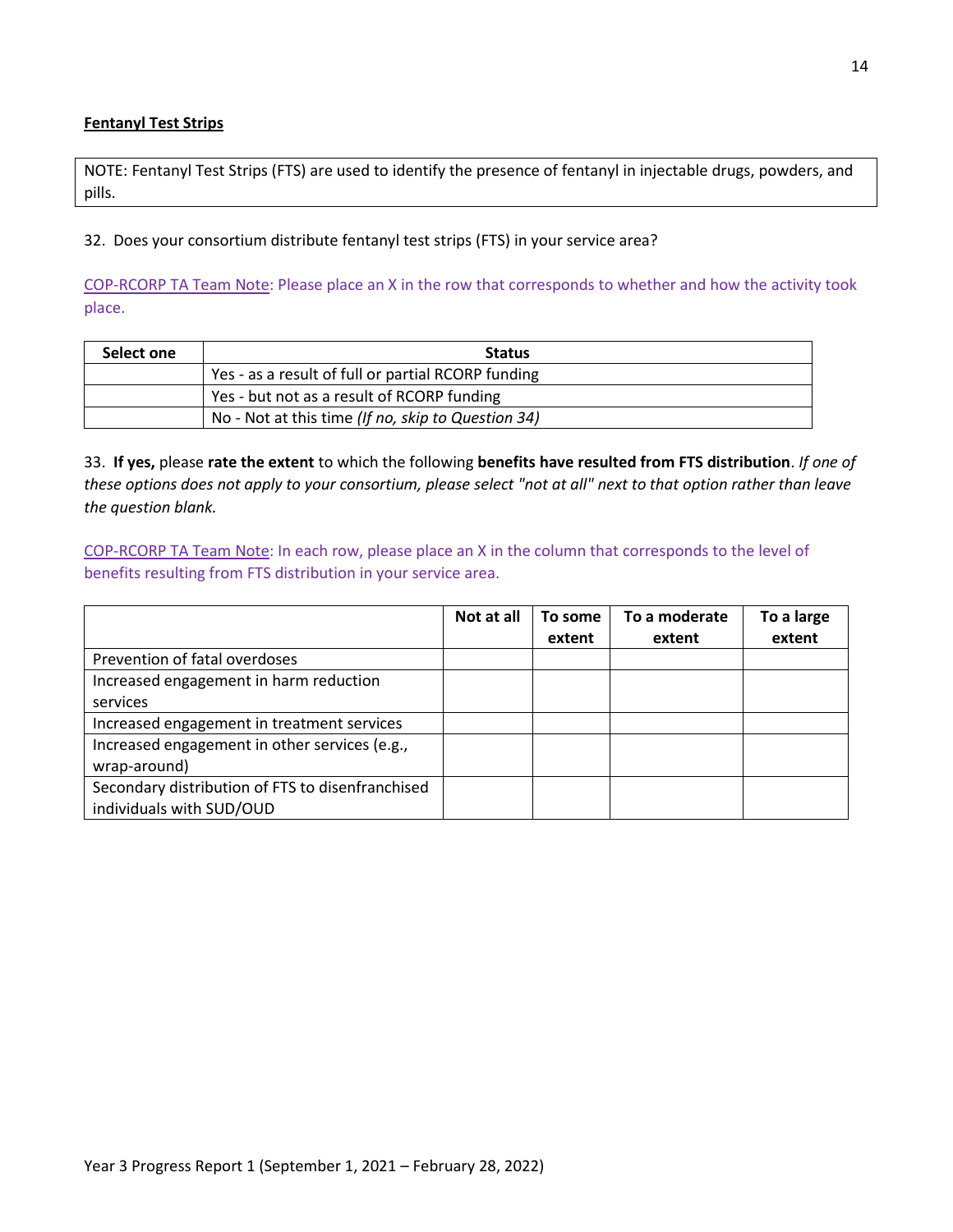**Fentanyl Test Strips**

NOTE: Fentanyl Test Strips (FTS) are used to identify the presence of fentanyl in injectable drugs, powders, and pills.

32. Does your consortium distribute fentanyl test strips (FTS) in your service area?

COP-RCORP TA Team Note: Please place an X in the row that corresponds to whether and how the activity took place.

| Select one | Status |
|---|---|
| | Yes - as a result of full or partial RCORP funding |
| | Yes - but not as a result of RCORP funding |
| | No - Not at this time *(If no, skip to Question 34)* |

33. **If yes,** please **rate the extent** to which the following **benefits have resulted from FTS distribution**. *If one of these options does not apply to your consortium, please select "not at all" next to that option rather than leave the question blank.*

COP-RCORP TA Team Note: In each row, please place an X in the column that corresponds to the level of benefits resulting from FTS distribution in your service area.

| | Not at all | To some extent | To a moderate extent | To a large extent |
|---|---|---|---|---|
| Prevention of fatal overdoses | | | | |
| Increased engagement in harm reduction services | | | | |
| Increased engagement in treatment services | | | | |
| Increased engagement in other services (e.g., wrap-around) | | | | |
| Secondary distribution of FTS to disenfranchised individuals with SUD/OUD | | | | |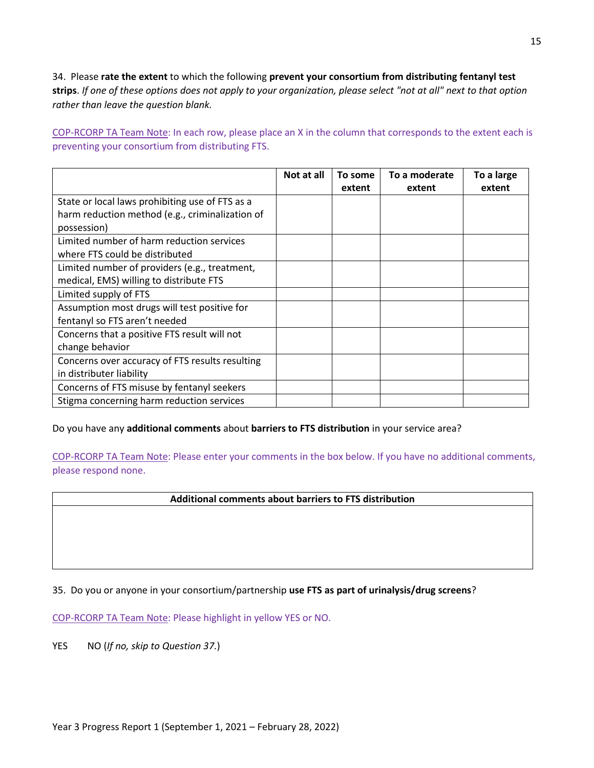34. Please **rate the extent** to which the following **prevent your consortium from distributing fentanyl test strips**. *If one of these options does not apply to your organization, please select "not at all" next to that option rather than leave the question blank.*

COP-RCORP TA Team Note: In each row, please place an X in the column that corresponds to the extent each is preventing your consortium from distributing FTS.

| | Not at all | To some extent | To a moderate extent | To a large extent |
|---|---|---|---|---|
| State or local laws prohibiting use of FTS as a harm reduction method (e.g., criminalization of possession) | | | | |
| Limited number of harm reduction services where FTS could be distributed | | | | |
| Limited number of providers (e.g., treatment, medical, EMS) willing to distribute FTS | | | | |
| Limited supply of FTS | | | | |
| Assumption most drugs will test positive for fentanyl so FTS aren't needed | | | | |
| Concerns that a positive FTS result will not change behavior | | | | |
| Concerns over accuracy of FTS results resulting in distributer liability | | | | |
| Concerns of FTS misuse by fentanyl seekers | | | | |
| Stigma concerning harm reduction services | | | | |

Do you have any **additional comments** about **barriers to FTS distribution** in your service area?

COP-RCORP TA Team Note: Please enter your comments in the box below. If you have no additional comments, please respond none.

| **Additional comments about barriers to FTS distribution** |
|---|
| |

35. Do you or anyone in your consortium/partnership **use FTS as part of urinalysis/drug screens**?

COP-RCORP TA Team Note: Please highlight in yellow YES or NO.

YES NO (*If no, skip to Question 37.*)

Year 3 Progress Report 1 (September 1, 2021 – February 28, 2022)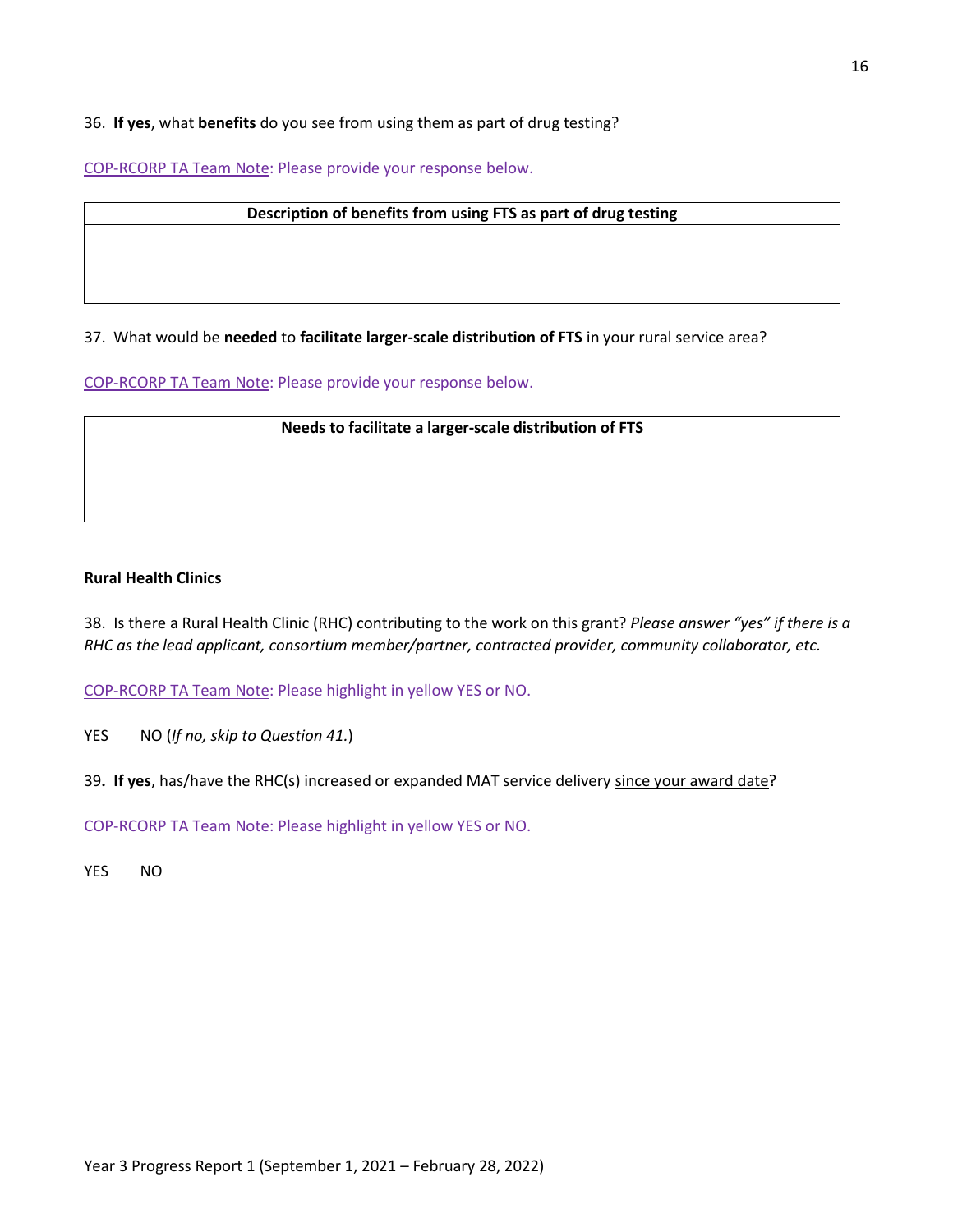36. **If yes**, what **benefits** do you see from using them as part of drug testing?

COP-RCORP TA Team Note: Please provide your response below.

| Description of benefits from using FTS as part of drug testing |
|---|
| |

37. What would be **needed** to **facilitate larger-scale distribution of FTS** in your rural service area?

COP-RCORP TA Team Note: Please provide your response below.

| Needs to facilitate a larger-scale distribution of FTS |
|---|
| |

**Rural Health Clinics**

38. Is there a Rural Health Clinic (RHC) contributing to the work on this grant? *Please answer "yes" if there is a RHC as the lead applicant, consortium member/partner, contracted provider, community collaborator, etc.*

COP-RCORP TA Team Note: Please highlight in yellow YES or NO.

YES NO (*If no, skip to Question 41.*)

39**. If yes**, has/have the RHC(s) increased or expanded MAT service delivery since your award date?

COP-RCORP TA Team Note: Please highlight in yellow YES or NO.

YES NO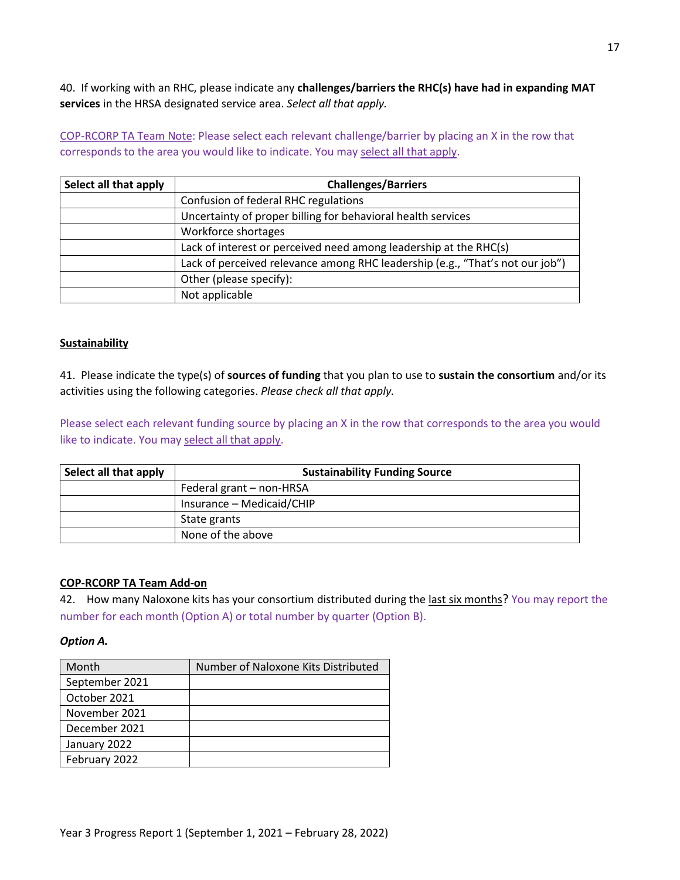40. If working with an RHC, please indicate any **challenges/barriers the RHC(s) have had in expanding MAT services** in the HRSA designated service area. *Select all that apply.*

COP-RCORP TA Team Note: Please select each relevant challenge/barrier by placing an X in the row that corresponds to the area you would like to indicate. You may select all that apply.

| Select all that apply | Challenges/Barriers |
|---|---|
| | Confusion of federal RHC regulations |
| | Uncertainty of proper billing for behavioral health services |
| | Workforce shortages |
| | Lack of interest or perceived need among leadership at the RHC(s) |
| | Lack of perceived relevance among RHC leadership (e.g., "That's not our job") |
| | Other (please specify): |
| | Not applicable |

## Sustainability

41. Please indicate the type(s) of **sources of funding** that you plan to use to **sustain the consortium** and/or its activities using the following categories. *Please check all that apply.*

Please select each relevant funding source by placing an X in the row that corresponds to the area you would like to indicate. You may select all that apply.

| Select all that apply | Sustainability Funding Source |
|---|---|
| | Federal grant – non-HRSA |
| | Insurance – Medicaid/CHIP |
| | State grants |
| | None of the above |

## COP-RCORP TA Team Add-on

42. How many Naloxone kits has your consortium distributed during the last six months? You may report the number for each month (Option A) or total number by quarter (Option B).

***Option A.***

| Month | Number of Naloxone Kits Distributed |
|---|---|
| September 2021 | |
| October 2021 | |
| November 2021 | |
| December 2021 | |
| January 2022 | |
| February 2022 | |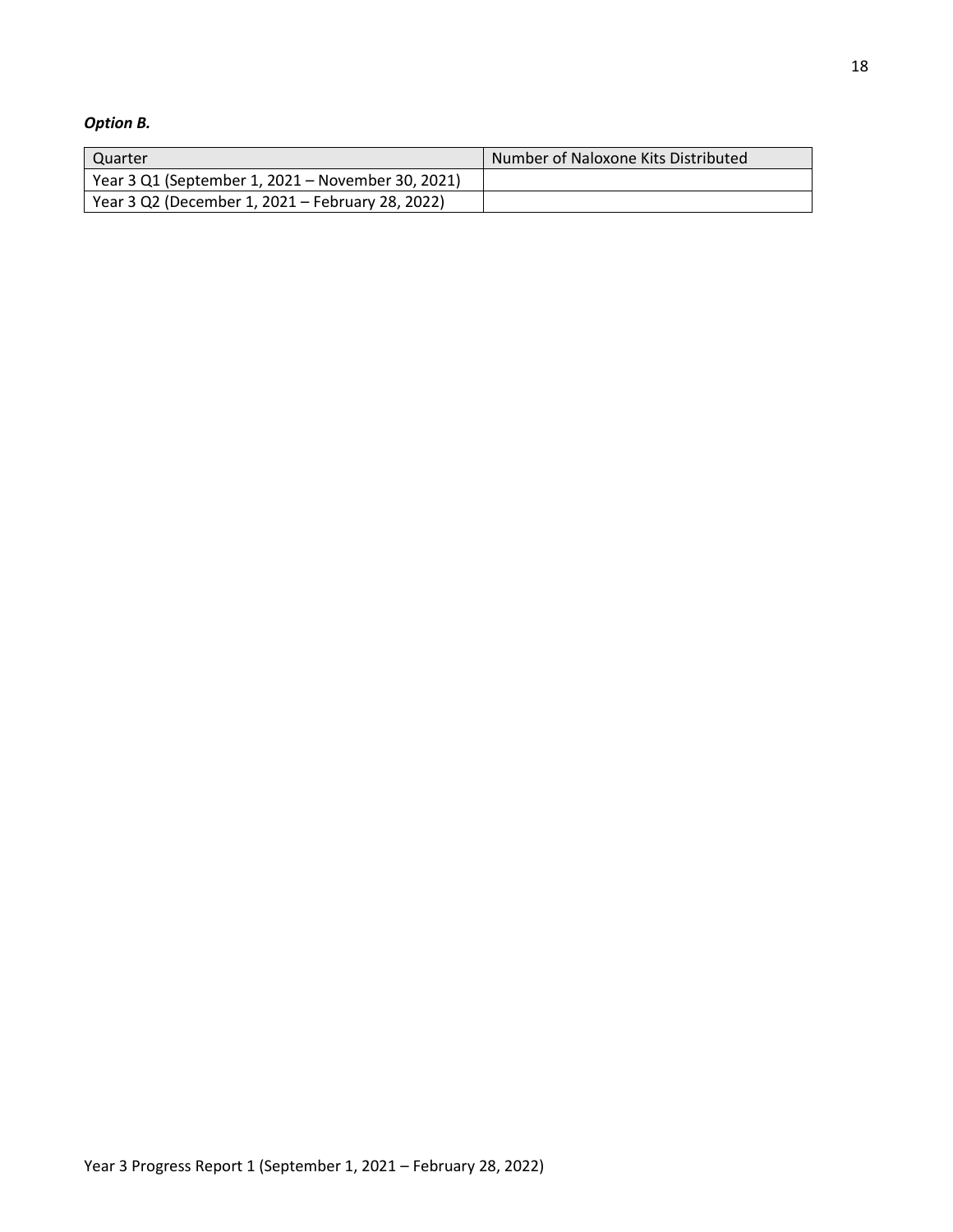***Option B.***

| Quarter | Number of Naloxone Kits Distributed |
|---|---|
| Year 3 Q1 (September 1, 2021 – November 30, 2021) | |
| Year 3 Q2 (December 1, 2021 – February 28, 2022) | |